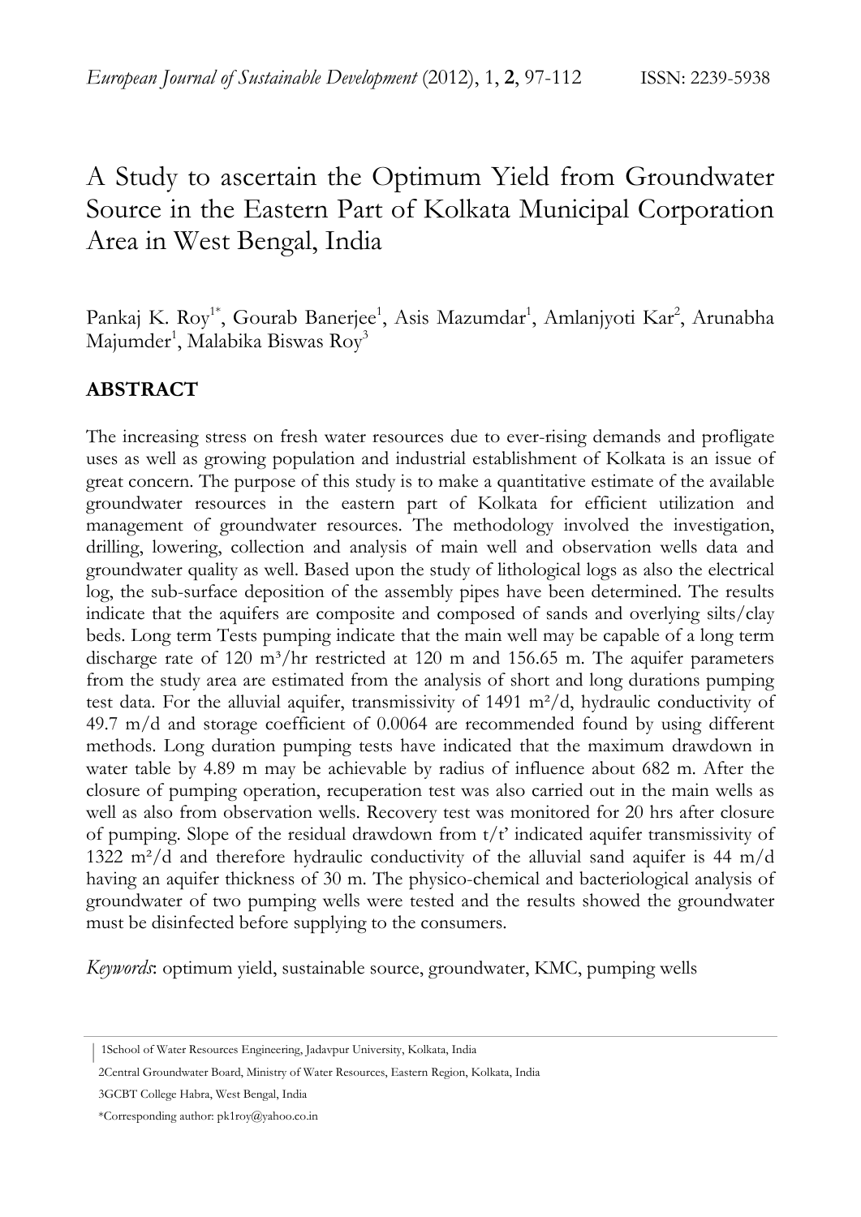# A Study to ascertain the Optimum Yield from Groundwater Source in the Eastern Part of Kolkata Municipal Corporation Area in West Bengal, India

Pankaj K. Roy[1*], Gourab Banerjee[1], Asis Mazumdar[1], Amlanjyoti Kar[2], Arunabha Majumder[1], Malabika Biswas Roy[3]

## ABSTRACT

The increasing stress on fresh water resources due to ever-rising demands and profligate uses as well as growing population and industrial establishment of Kolkata is an issue of great concern. The purpose of this study is to make a quantitative estimate of the available groundwater resources in the eastern part of Kolkata for efficient utilization and management of groundwater resources. The methodology involved the investigation, drilling, lowering, collection and analysis of main well and observation wells data and groundwater quality as well. Based upon the study of lithological logs as also the electrical log, the sub-surface deposition of the assembly pipes have been determined. The results indicate that the aquifers are composite and composed of sands and overlying silts/clay beds. Long term Tests pumping indicate that the main well may be capable of a long term discharge rate of 120 m³/hr restricted at 120 m and 156.65 m. The aquifer parameters from the study area are estimated from the analysis of short and long durations pumping test data. For the alluvial aquifer, transmissivity of 1491 m²/d, hydraulic conductivity of 49.7 m/d and storage coefficient of 0.0064 are recommended found by using different methods. Long duration pumping tests have indicated that the maximum drawdown in water table by 4.89 m may be achievable by radius of influence about 682 m. After the closure of pumping operation, recuperation test was also carried out in the main wells as well as also from observation wells. Recovery test was monitored for 20 hrs after closure of pumping. Slope of the residual drawdown from t/t' indicated aquifer transmissivity of 1322 m²/d and therefore hydraulic conductivity of the alluvial sand aquifer is 44 m/d having an aquifer thickness of 30 m. The physico-chemical and bacteriological analysis of groundwater of two pumping wells were tested and the results showed the groundwater must be disinfected before supplying to the consumers.

*Keywords*: optimum yield, sustainable source, groundwater, KMC, pumping wells

---

1School of Water Resources Engineering, Jadavpur University, Kolkata, India

2Central Groundwater Board, Ministry of Water Resources, Eastern Region, Kolkata, India

3GCBT College Habra, West Bengal, India

*Corresponding author: pk1roy@yahoo.co.in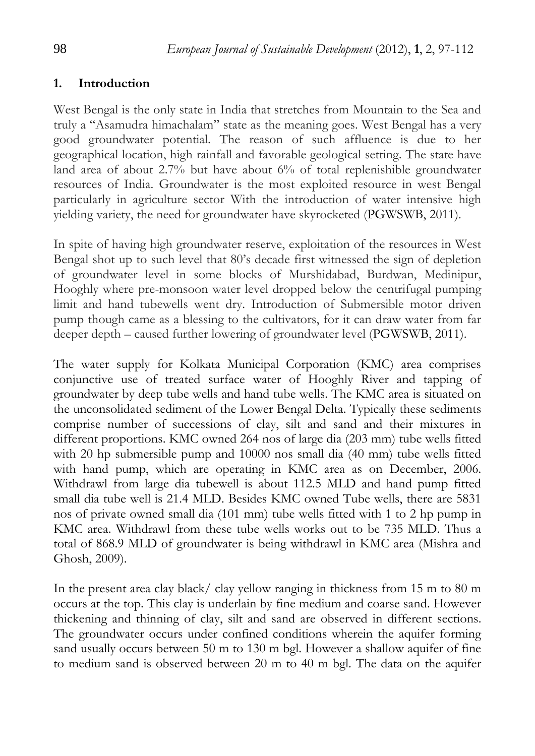## 1. Introduction

West Bengal is the only state in India that stretches from Mountain to the Sea and truly a "Asamudra himachalam" state as the meaning goes. West Bengal has a very good groundwater potential. The reason of such affluence is due to her geographical location, high rainfall and favorable geological setting. The state have land area of about 2.7% but have about 6% of total replenishible groundwater resources of India. Groundwater is the most exploited resource in west Bengal particularly in agriculture sector With the introduction of water intensive high yielding variety, the need for groundwater have skyrocketed (PGWSWB, 2011).

In spite of having high groundwater reserve, exploitation of the resources in West Bengal shot up to such level that 80's decade first witnessed the sign of depletion of groundwater level in some blocks of Murshidabad, Burdwan, Medinipur, Hooghly where pre-monsoon water level dropped below the centrifugal pumping limit and hand tubewells went dry. Introduction of Submersible motor driven pump though came as a blessing to the cultivators, for it can draw water from far deeper depth – caused further lowering of groundwater level (PGWSWB, 2011).

The water supply for Kolkata Municipal Corporation (KMC) area comprises conjunctive use of treated surface water of Hooghly River and tapping of groundwater by deep tube wells and hand tube wells. The KMC area is situated on the unconsolidated sediment of the Lower Bengal Delta. Typically these sediments comprise number of successions of clay, silt and sand and their mixtures in different proportions. KMC owned 264 nos of large dia (203 mm) tube wells fitted with 20 hp submersible pump and 10000 nos small dia (40 mm) tube wells fitted with hand pump, which are operating in KMC area as on December, 2006. Withdrawl from large dia tubewell is about 112.5 MLD and hand pump fitted small dia tube well is 21.4 MLD. Besides KMC owned Tube wells, there are 5831 nos of private owned small dia (101 mm) tube wells fitted with 1 to 2 hp pump in KMC area. Withdrawl from these tube wells works out to be 735 MLD. Thus a total of 868.9 MLD of groundwater is being withdrawl in KMC area (Mishra and Ghosh, 2009).

In the present area clay black/ clay yellow ranging in thickness from 15 m to 80 m occurs at the top. This clay is underlain by fine medium and coarse sand. However thickening and thinning of clay, silt and sand are observed in different sections. The groundwater occurs under confined conditions wherein the aquifer forming sand usually occurs between 50 m to 130 m bgl. However a shallow aquifer of fine to medium sand is observed between 20 m to 40 m bgl. The data on the aquifer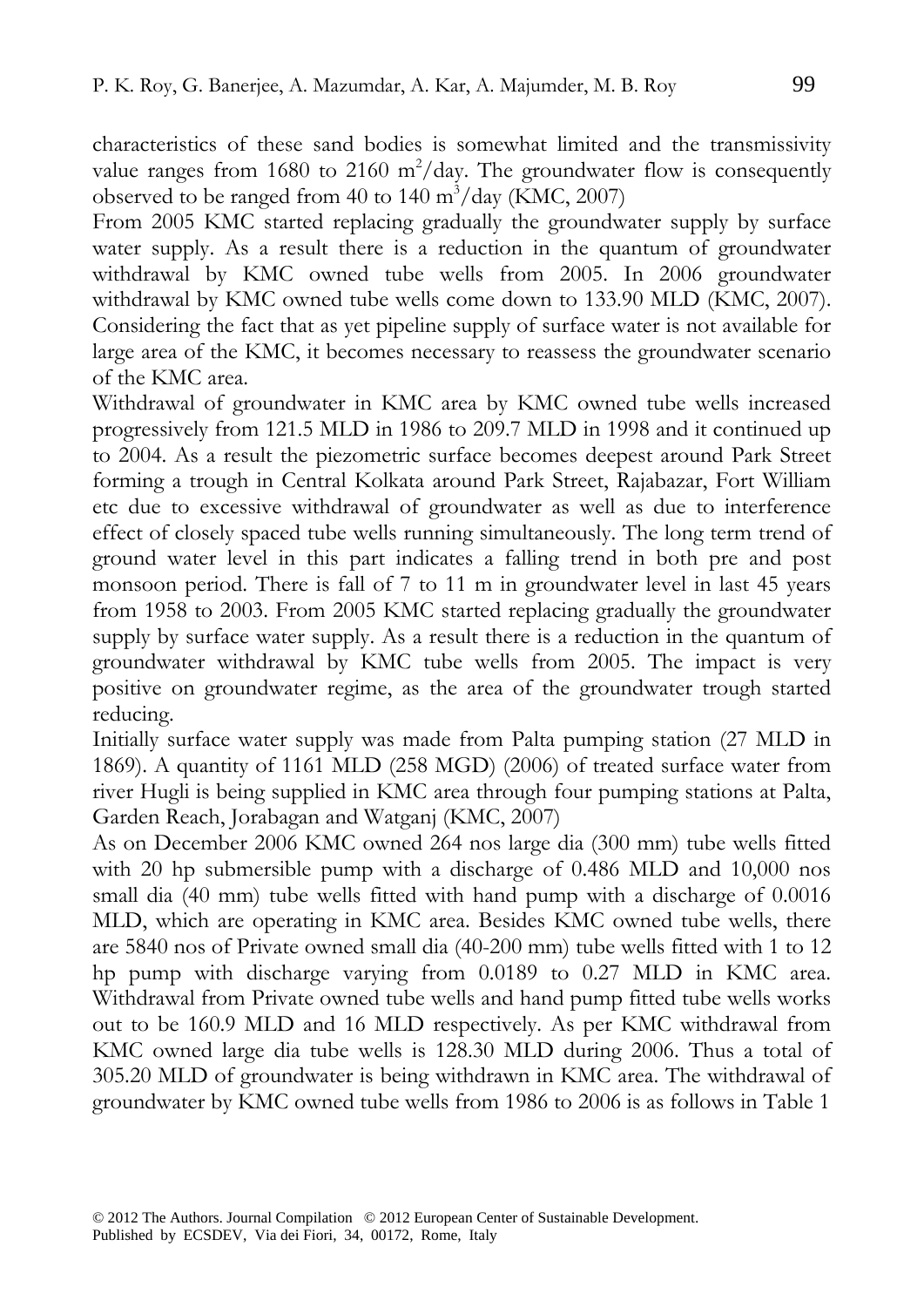characteristics of these sand bodies is somewhat limited and the transmissivity value ranges from 1680 to 2160 $m^2$/day. The groundwater flow is consequently observed to be ranged from 40 to 140 $m^3$/day (KMC, 2007)

From 2005 KMC started replacing gradually the groundwater supply by surface water supply. As a result there is a reduction in the quantum of groundwater withdrawal by KMC owned tube wells from 2005. In 2006 groundwater withdrawal by KMC owned tube wells come down to 133.90 MLD (KMC, 2007). Considering the fact that as yet pipeline supply of surface water is not available for large area of the KMC, it becomes necessary to reassess the groundwater scenario of the KMC area.

Withdrawal of groundwater in KMC area by KMC owned tube wells increased progressively from 121.5 MLD in 1986 to 209.7 MLD in 1998 and it continued up to 2004. As a result the piezometric surface becomes deepest around Park Street forming a trough in Central Kolkata around Park Street, Rajabazar, Fort William etc due to excessive withdrawal of groundwater as well as due to interference effect of closely spaced tube wells running simultaneously. The long term trend of ground water level in this part indicates a falling trend in both pre and post monsoon period. There is fall of 7 to 11 m in groundwater level in last 45 years from 1958 to 2003. From 2005 KMC started replacing gradually the groundwater supply by surface water supply. As a result there is a reduction in the quantum of groundwater withdrawal by KMC tube wells from 2005. The impact is very positive on groundwater regime, as the area of the groundwater trough started reducing.

Initially surface water supply was made from Palta pumping station (27 MLD in 1869). A quantity of 1161 MLD (258 MGD) (2006) of treated surface water from river Hugli is being supplied in KMC area through four pumping stations at Palta, Garden Reach, Jorabagan and Watganj (KMC, 2007)

As on December 2006 KMC owned 264 nos large dia (300 mm) tube wells fitted with 20 hp submersible pump with a discharge of 0.486 MLD and 10,000 nos small dia (40 mm) tube wells fitted with hand pump with a discharge of 0.0016 MLD, which are operating in KMC area. Besides KMC owned tube wells, there are 5840 nos of Private owned small dia (40-200 mm) tube wells fitted with 1 to 12 hp pump with discharge varying from 0.0189 to 0.27 MLD in KMC area. Withdrawal from Private owned tube wells and hand pump fitted tube wells works out to be 160.9 MLD and 16 MLD respectively. As per KMC withdrawal from KMC owned large dia tube wells is 128.30 MLD during 2006. Thus a total of 305.20 MLD of groundwater is being withdrawn in KMC area. The withdrawal of groundwater by KMC owned tube wells from 1986 to 2006 is as follows in Table 1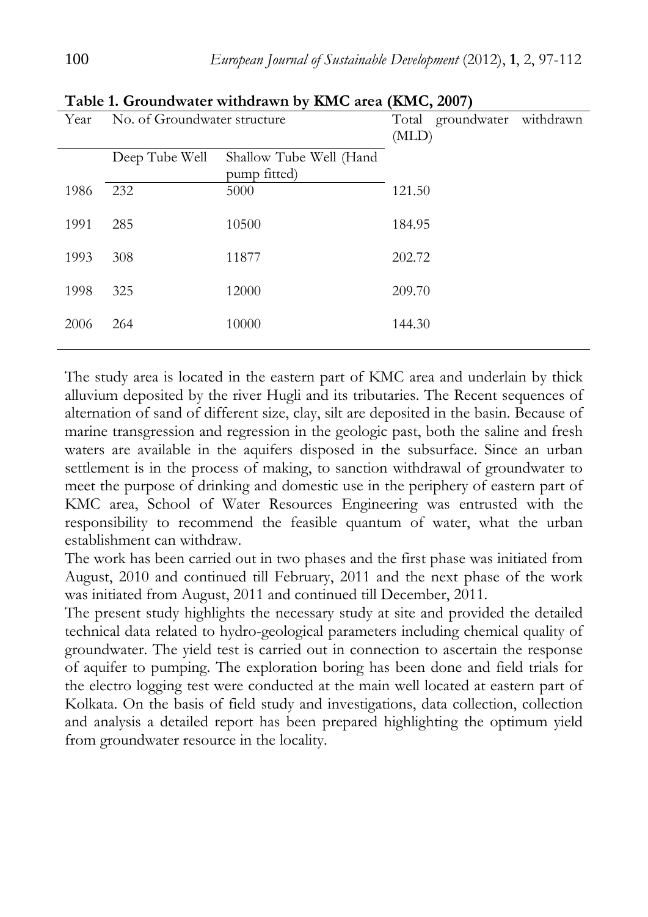**Table 1. Groundwater withdrawn by KMC area (KMC, 2007)**

| Year | No. of Groundwater structure | | Total groundwater withdrawn (MLD) |
|---|---|---|---|
| | Deep Tube Well | Shallow Tube Well (Hand pump fitted) | |
| 1986 | 232 | 5000 | 121.50 |
| 1991 | 285 | 10500 | 184.95 |
| 1993 | 308 | 11877 | 202.72 |
| 1998 | 325 | 12000 | 209.70 |
| 2006 | 264 | 10000 | 144.30 |

The study area is located in the eastern part of KMC area and underlain by thick alluvium deposited by the river Hugli and its tributaries. The Recent sequences of alternation of sand of different size, clay, silt are deposited in the basin. Because of marine transgression and regression in the geologic past, both the saline and fresh waters are available in the aquifers disposed in the subsurface. Since an urban settlement is in the process of making, to sanction withdrawal of groundwater to meet the purpose of drinking and domestic use in the periphery of eastern part of KMC area, School of Water Resources Engineering was entrusted with the responsibility to recommend the feasible quantum of water, what the urban establishment can withdraw.

The work has been carried out in two phases and the first phase was initiated from August, 2010 and continued till February, 2011 and the next phase of the work was initiated from August, 2011 and continued till December, 2011.

The present study highlights the necessary study at site and provided the detailed technical data related to hydro-geological parameters including chemical quality of groundwater. The yield test is carried out in connection to ascertain the response of aquifer to pumping. The exploration boring has been done and field trials for the electro logging test were conducted at the main well located at eastern part of Kolkata. On the basis of field study and investigations, data collection, collection and analysis a detailed report has been prepared highlighting the optimum yield from groundwater resource in the locality.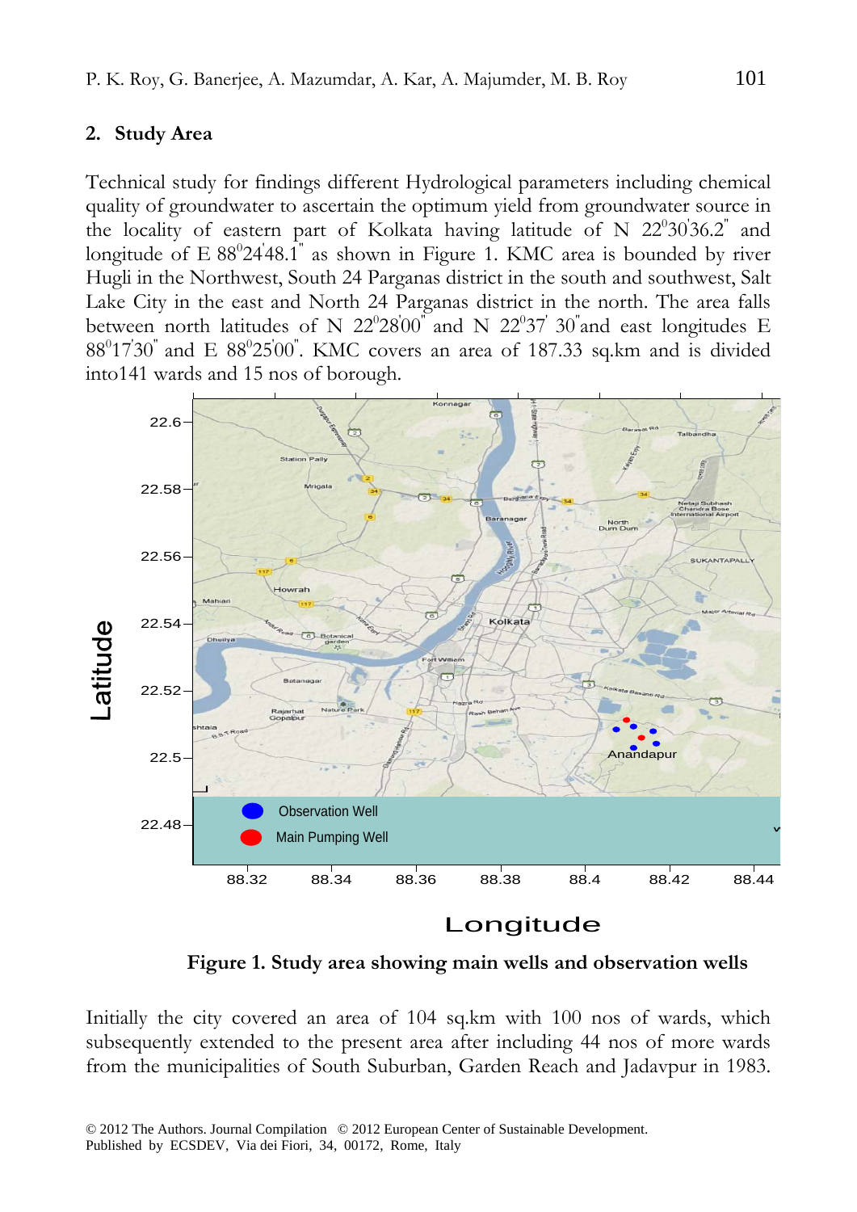## 2. Study Area

Technical study for findings different Hydrological parameters including chemical quality of groundwater to ascertain the optimum yield from groundwater source in the locality of eastern part of Kolkata having latitude of N 22°30'36.2" and longitude of E 88°24'48.1" as shown in Figure 1. KMC area is bounded by river Hugli in the Northwest, South 24 Parganas district in the south and southwest, Salt Lake City in the east and North 24 Parganas district in the north. The area falls between north latitudes of N 22°28'00" and N 22°37' 30"and east longitudes E 88°17'30" and E 88°25'00". KMC covers an area of 187.33 sq.km and is divided into141 wards and 15 nos of borough.

**Figure 1. Study area showing main wells and observation wells**

Initially the city covered an area of 104 sq.km with 100 nos of wards, which subsequently extended to the present area after including 44 nos of more wards from the municipalities of South Suburban, Garden Reach and Jadavpur in 1983.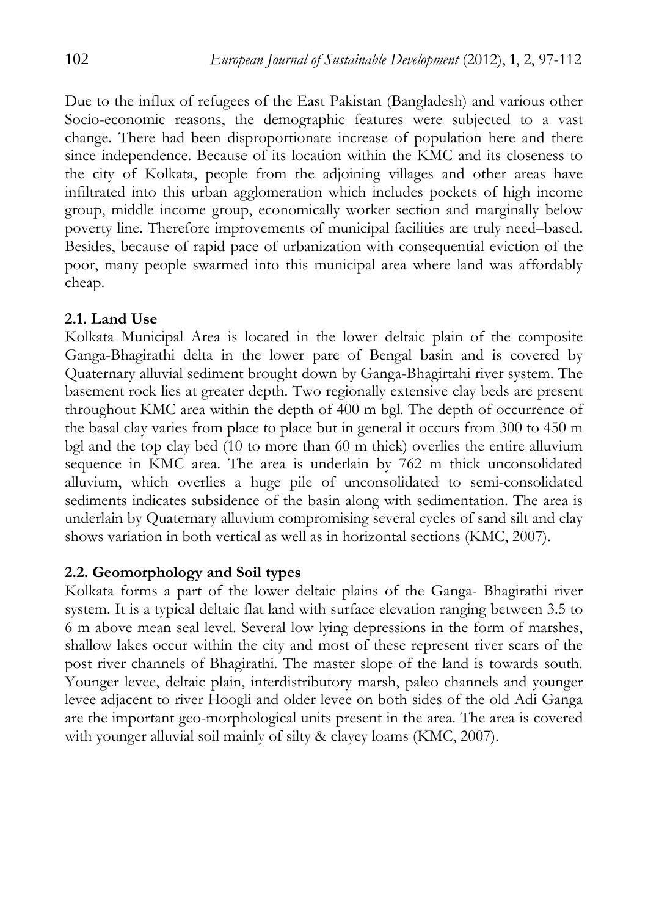Due to the influx of refugees of the East Pakistan (Bangladesh) and various other Socio-economic reasons, the demographic features were subjected to a vast change. There had been disproportionate increase of population here and there since independence. Because of its location within the KMC and its closeness to the city of Kolkata, people from the adjoining villages and other areas have infiltrated into this urban agglomeration which includes pockets of high income group, middle income group, economically worker section and marginally below poverty line. Therefore improvements of municipal facilities are truly need–based. Besides, because of rapid pace of urbanization with consequential eviction of the poor, many people swarmed into this municipal area where land was affordably cheap.

### 2.1. Land Use

Kolkata Municipal Area is located in the lower deltaic plain of the composite Ganga-Bhagirathi delta in the lower pare of Bengal basin and is covered by Quaternary alluvial sediment brought down by Ganga-Bhagirtahi river system. The basement rock lies at greater depth. Two regionally extensive clay beds are present throughout KMC area within the depth of 400 m bgl. The depth of occurrence of the basal clay varies from place to place but in general it occurs from 300 to 450 m bgl and the top clay bed (10 to more than 60 m thick) overlies the entire alluvium sequence in KMC area. The area is underlain by 762 m thick unconsolidated alluvium, which overlies a huge pile of unconsolidated to semi-consolidated sediments indicates subsidence of the basin along with sedimentation. The area is underlain by Quaternary alluvium compromising several cycles of sand silt and clay shows variation in both vertical as well as in horizontal sections (KMC, 2007).

### 2.2. Geomorphology and Soil types

Kolkata forms a part of the lower deltaic plains of the Ganga- Bhagirathi river system. It is a typical deltaic flat land with surface elevation ranging between 3.5 to 6 m above mean seal level. Several low lying depressions in the form of marshes, shallow lakes occur within the city and most of these represent river scars of the post river channels of Bhagirathi. The master slope of the land is towards south. Younger levee, deltaic plain, interdistributory marsh, paleo channels and younger levee adjacent to river Hoogli and older levee on both sides of the old Adi Ganga are the important geo-morphological units present in the area. The area is covered with younger alluvial soil mainly of silty & clayey loams (KMC, 2007).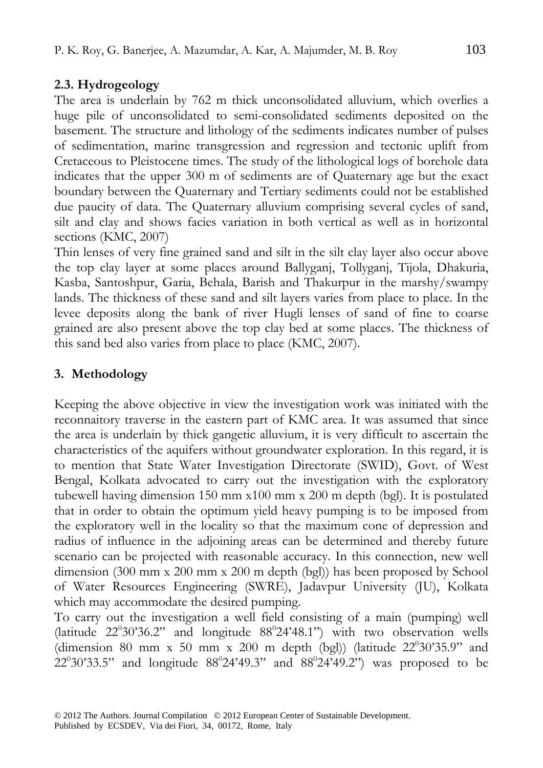### 2.3. Hydrogeology

The area is underlain by 762 m thick unconsolidated alluvium, which overlies a huge pile of unconsolidated to semi-consolidated sediments deposited on the basement. The structure and lithology of the sediments indicates number of pulses of sedimentation, marine transgression and regression and tectonic uplift from Cretaceous to Pleistocene times. The study of the lithological logs of borehole data indicates that the upper 300 m of sediments are of Quaternary age but the exact boundary between the Quaternary and Tertiary sediments could not be established due paucity of data. The Quaternary alluvium comprising several cycles of sand, silt and clay and shows facies variation in both vertical as well as in horizontal sections (KMC, 2007)

Thin lenses of very fine grained sand and silt in the silt clay layer also occur above the top clay layer at some places around Ballyganj, Tollyganj, Tijola, Dhakuria, Kasba, Santoshpur, Garia, Behala, Barish and Thakurpur in the marshy/swampy lands. The thickness of these sand and silt layers varies from place to place. In the levee deposits along the bank of river Hugli lenses of sand of fine to coarse grained are also present above the top clay bed at some places. The thickness of this sand bed also varies from place to place (KMC, 2007).

## 3. Methodology

Keeping the above objective in view the investigation work was initiated with the reconnaitory traverse in the eastern part of KMC area. It was assumed that since the area is underlain by thick gangetic alluvium, it is very difficult to ascertain the characteristics of the aquifers without groundwater exploration. In this regard, it is to mention that State Water Investigation Directorate (SWID), Govt. of West Bengal, Kolkata advocated to carry out the investigation with the exploratory tubewell having dimension 150 mm x100 mm x 200 m depth (bgl). It is postulated that in order to obtain the optimum yield heavy pumping is to be imposed from the exploratory well in the locality so that the maximum cone of depression and radius of influence in the adjoining areas can be determined and thereby future scenario can be projected with reasonable accuracy. In this connection, new well dimension (300 mm x 200 mm x 200 m depth (bgl)) has been proposed by School of Water Resources Engineering (SWRE), Jadavpur University (JU), Kolkata which may accommodate the desired pumping.

To carry out the investigation a well field consisting of a main (pumping) well (latitude $22^0 30'36.2"$ and longitude $88^0 24'48.1"$) with two observation wells (dimension 80 mm x 50 mm x 200 m depth (bgl)) (latitude $22^0 30'35.9"$ and $22^0 30'33.5"$ and longitude $88^0 24'49.3"$ and $88^0 24'49.2"$) was proposed to be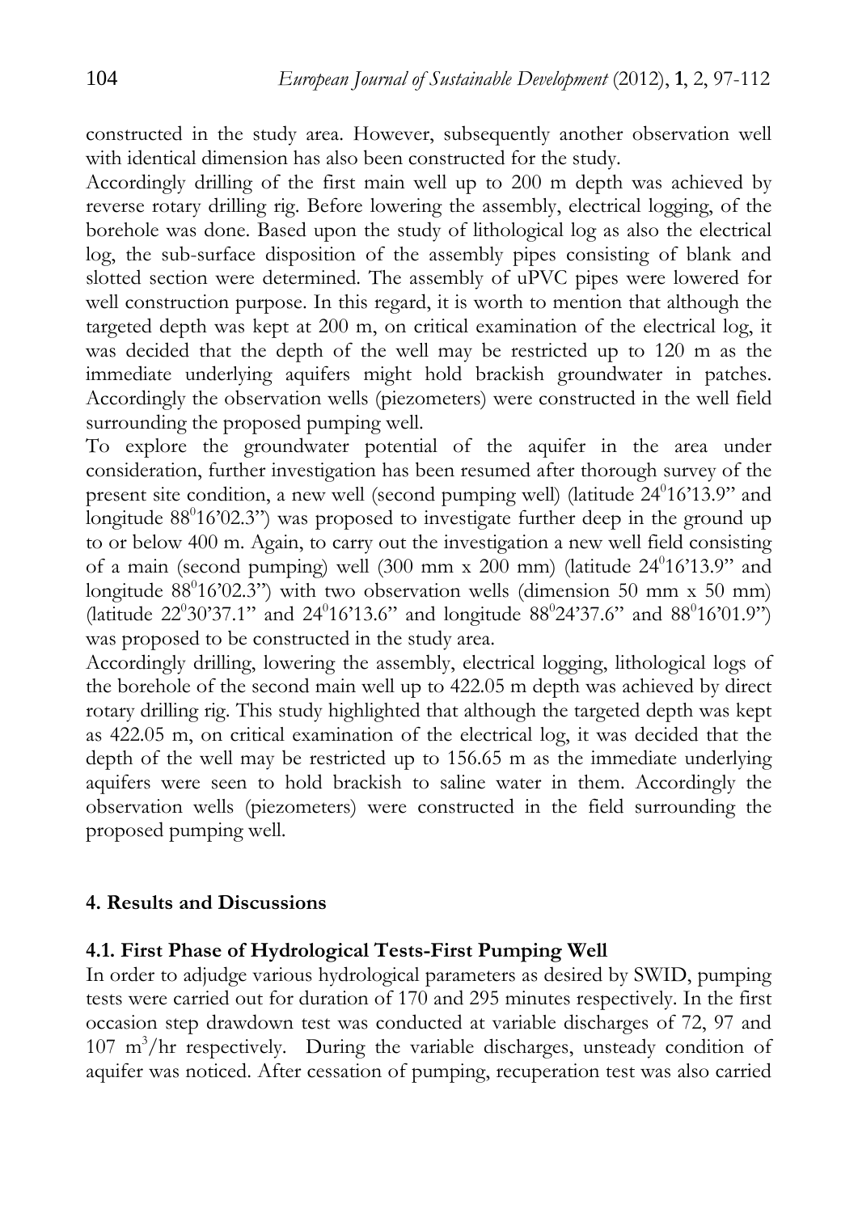constructed in the study area. However, subsequently another observation well with identical dimension has also been constructed for the study.

Accordingly drilling of the first main well up to 200 m depth was achieved by reverse rotary drilling rig. Before lowering the assembly, electrical logging, of the borehole was done. Based upon the study of lithological log as also the electrical log, the sub-surface disposition of the assembly pipes consisting of blank and slotted section were determined. The assembly of uPVC pipes were lowered for well construction purpose. In this regard, it is worth to mention that although the targeted depth was kept at 200 m, on critical examination of the electrical log, it was decided that the depth of the well may be restricted up to 120 m as the immediate underlying aquifers might hold brackish groundwater in patches. Accordingly the observation wells (piezometers) were constructed in the well field surrounding the proposed pumping well.

To explore the groundwater potential of the aquifer in the area under consideration, further investigation has been resumed after thorough survey of the present site condition, a new well (second pumping well) (latitude $24^0$16'13.9" and longitude $88^0$16'02.3") was proposed to investigate further deep in the ground up to or below 400 m. Again, to carry out the investigation a new well field consisting of a main (second pumping) well (300 mm x 200 mm) (latitude $24^0$16'13.9" and longitude $88^0$16'02.3") with two observation wells (dimension 50 mm x 50 mm) (latitude $22^0$30'37.1" and $24^0$16'13.6" and longitude $88^0$24'37.6" and $88^0$16'01.9") was proposed to be constructed in the study area.

Accordingly drilling, lowering the assembly, electrical logging, lithological logs of the borehole of the second main well up to 422.05 m depth was achieved by direct rotary drilling rig. This study highlighted that although the targeted depth was kept as 422.05 m, on critical examination of the electrical log, it was decided that the depth of the well may be restricted up to 156.65 m as the immediate underlying aquifers were seen to hold brackish to saline water in them. Accordingly the observation wells (piezometers) were constructed in the field surrounding the proposed pumping well.

## 4. Results and Discussions

### 4.1. First Phase of Hydrological Tests-First Pumping Well

In order to adjudge various hydrological parameters as desired by SWID, pumping tests were carried out for duration of 170 and 295 minutes respectively. In the first occasion step drawdown test was conducted at variable discharges of 72, 97 and 107 $m^3$/hr respectively. During the variable discharges, unsteady condition of aquifer was noticed. After cessation of pumping, recuperation test was also carried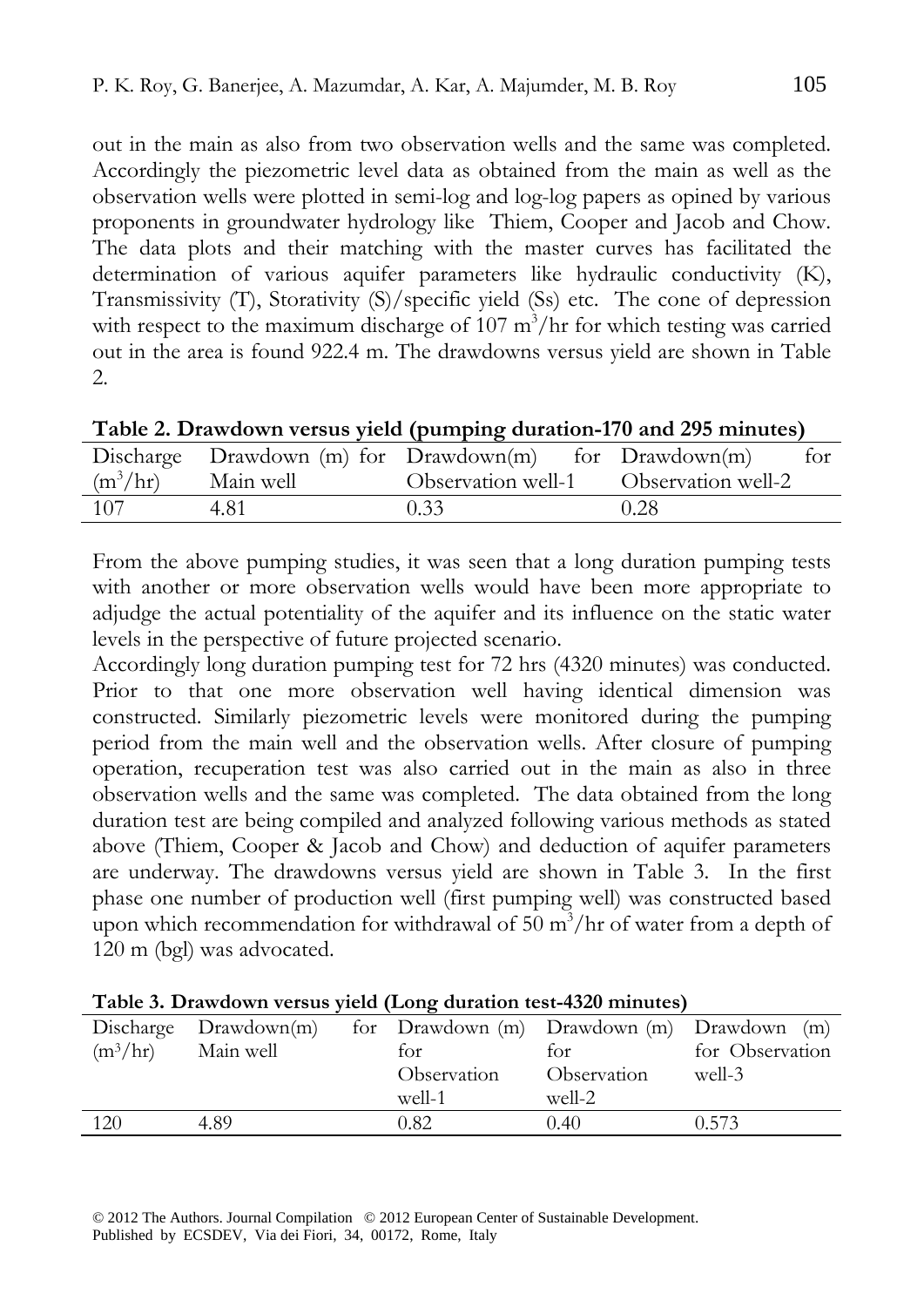out in the main as also from two observation wells and the same was completed. Accordingly the piezometric level data as obtained from the main as well as the observation wells were plotted in semi-log and log-log papers as opined by various proponents in groundwater hydrology like Thiem, Cooper and Jacob and Chow. The data plots and their matching with the master curves has facilitated the determination of various aquifer parameters like hydraulic conductivity (K), Transmissivity (T), Storativity (S)/specific yield (Ss) etc. The cone of depression with respect to the maximum discharge of 107 $m^3$/hr for which testing was carried out in the area is found 922.4 m. The drawdowns versus yield are shown in Table 2.

**Table 2. Drawdown versus yield (pumping duration-170 and 295 minutes)**

| Discharge ($m^3$/hr) | Drawdown (m) for Main well | Drawdown(m) for Observation well-1 | Drawdown(m) for Observation well-2 |
|---|---|---|---|
| 107 | 4.81 | 0.33 | 0.28 |

From the above pumping studies, it was seen that a long duration pumping tests with another or more observation wells would have been more appropriate to adjudge the actual potentiality of the aquifer and its influence on the static water levels in the perspective of future projected scenario.

Accordingly long duration pumping test for 72 hrs (4320 minutes) was conducted. Prior to that one more observation well having identical dimension was constructed. Similarly piezometric levels were monitored during the pumping period from the main well and the observation wells. After closure of pumping operation, recuperation test was also carried out in the main as also in three observation wells and the same was completed. The data obtained from the long duration test are being compiled and analyzed following various methods as stated above (Thiem, Cooper & Jacob and Chow) and deduction of aquifer parameters are underway. The drawdowns versus yield are shown in Table 3. In the first phase one number of production well (first pumping well) was constructed based upon which recommendation for withdrawal of 50 $m^3$/hr of water from a depth of 120 m (bgl) was advocated.

**Table 3. Drawdown versus yield (Long duration test-4320 minutes)**

| Discharge ($m^3$/hr) | Drawdown(m) for Main well | Drawdown (m) for Observation well-1 | Drawdown (m) for Observation well-2 | Drawdown (m) for Observation well-3 |
|---|---|---|---|---|
| 120 | 4.89 | 0.82 | 0.40 | 0.573 |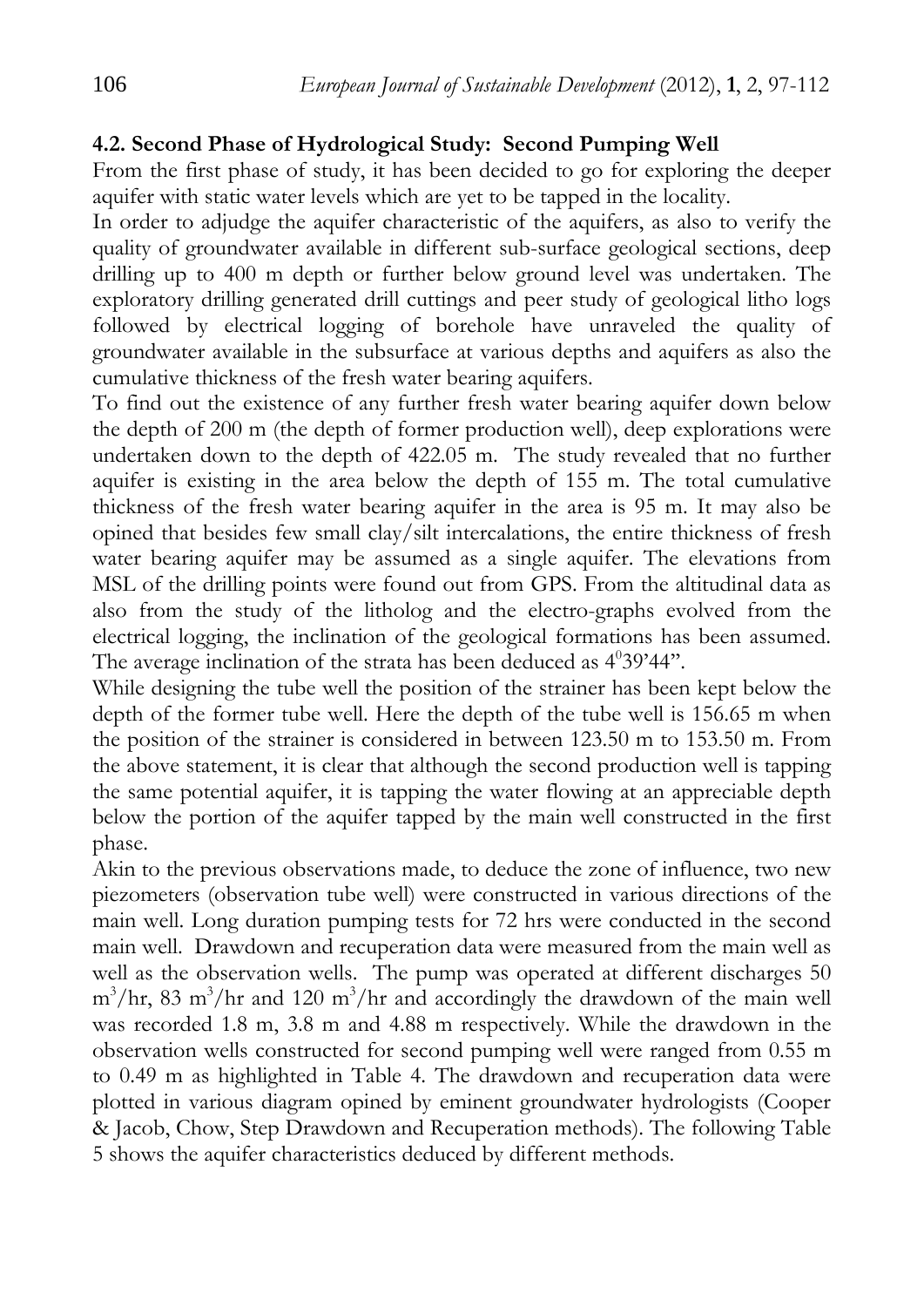### 4.2. Second Phase of Hydrological Study: Second Pumping Well

From the first phase of study, it has been decided to go for exploring the deeper aquifer with static water levels which are yet to be tapped in the locality.

In order to adjudge the aquifer characteristic of the aquifers, as also to verify the quality of groundwater available in different sub-surface geological sections, deep drilling up to 400 m depth or further below ground level was undertaken. The exploratory drilling generated drill cuttings and peer study of geological litho logs followed by electrical logging of borehole have unraveled the quality of groundwater available in the subsurface at various depths and aquifers as also the cumulative thickness of the fresh water bearing aquifers.

To find out the existence of any further fresh water bearing aquifer down below the depth of 200 m (the depth of former production well), deep explorations were undertaken down to the depth of 422.05 m. The study revealed that no further aquifer is existing in the area below the depth of 155 m. The total cumulative thickness of the fresh water bearing aquifer in the area is 95 m. It may also be opined that besides few small clay/silt intercalations, the entire thickness of fresh water bearing aquifer may be assumed as a single aquifer. The elevations from MSL of the drilling points were found out from GPS. From the altitudinal data as also from the study of the litholog and the electro-graphs evolved from the electrical logging, the inclination of the geological formations has been assumed. The average inclination of the strata has been deduced as $4^{0}39'44"$.

While designing the tube well the position of the strainer has been kept below the depth of the former tube well. Here the depth of the tube well is 156.65 m when the position of the strainer is considered in between 123.50 m to 153.50 m. From the above statement, it is clear that although the second production well is tapping the same potential aquifer, it is tapping the water flowing at an appreciable depth below the portion of the aquifer tapped by the main well constructed in the first phase.

Akin to the previous observations made, to deduce the zone of influence, two new piezometers (observation tube well) were constructed in various directions of the main well. Long duration pumping tests for 72 hrs were conducted in the second main well. Drawdown and recuperation data were measured from the main well as well as the observation wells. The pump was operated at different discharges 50 $m^3$/hr, 83 $m^3$/hr and 120 $m^3$/hr and accordingly the drawdown of the main well was recorded 1.8 m, 3.8 m and 4.88 m respectively. While the drawdown in the observation wells constructed for second pumping well were ranged from 0.55 m to 0.49 m as highlighted in Table 4. The drawdown and recuperation data were plotted in various diagram opined by eminent groundwater hydrologists (Cooper & Jacob, Chow, Step Drawdown and Recuperation methods). The following Table 5 shows the aquifer characteristics deduced by different methods.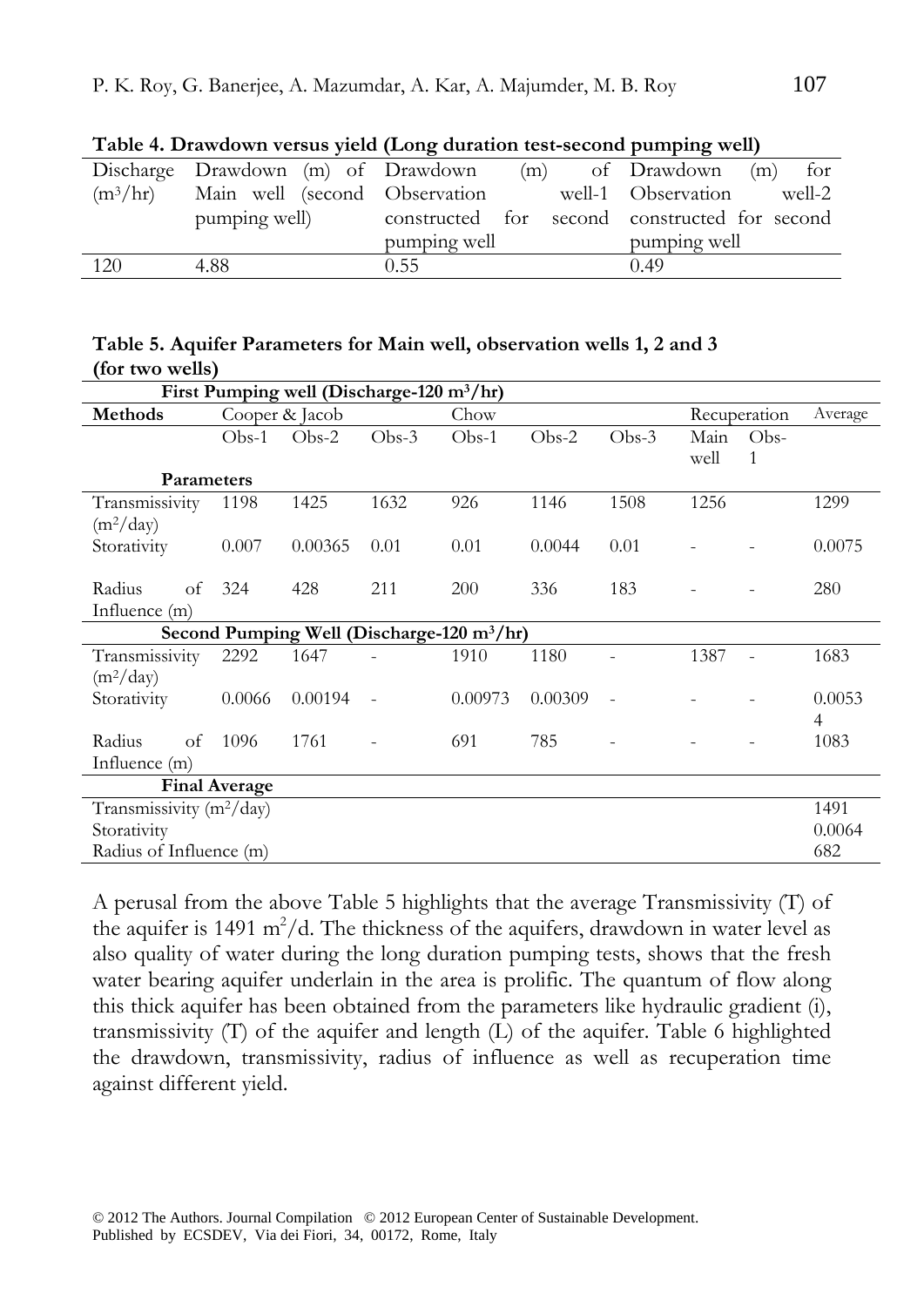**Table 4. Drawdown versus yield (Long duration test-second pumping well)**

| Discharge ($m^3$/hr) | Drawdown (m) of Main well (second pumping well) | Drawdown (m) of Observation well-1 constructed for second pumping well | Drawdown (m) for Observation well-2 constructed for second pumping well |
|---|---|---|---|
| 120 | 4.88 | 0.55 | 0.49 |

**Table 5. Aquifer Parameters for Main well, observation wells 1, 2 and 3 (for two wells)**

| First Pumping well (Discharge-120 $m^3$/hr) | | | | | | | | | |
|---|---|---|---|---|---|---|---|---|---|
| **Methods** | Cooper & Jacob | | | Chow | | | Recuperation | | Average |
| | Obs-1 | Obs-2 | Obs-3 | Obs-1 | Obs-2 | Obs-3 | Main well | Obs-1 | |
| **Parameters** | | | | | | | | | |
| Transmissivity ($m^2$/day) | 1198 | 1425 | 1632 | 926 | 1146 | 1508 | 1256 | | 1299 |
| Storativity | 0.007 | 0.00365 | 0.01 | 0.01 | 0.0044 | 0.01 | - | - | 0.0075 |
| Radius of Influence (m) | 324 | 428 | 211 | 200 | 336 | 183 | - | - | 280 |
| **Second Pumping Well (Discharge-120 $m^3$/hr)** | | | | | | | | | |
| Transmissivity ($m^2$/day) | 2292 | 1647 | - | 1910 | 1180 | - | 1387 | - | 1683 |
| Storativity | 0.0066 | 0.00194 | - | 0.00973 | 0.00309 | - | - | - | 0.00534 |
| Radius of Influence (m) | 1096 | 1761 | - | 691 | 785 | - | - | - | 1083 |
| **Final Average** | | | | | | | | | |
| Transmissivity ($m^2$/day) | | | | | | | | | 1491 |
| Storativity | | | | | | | | | 0.0064 |
| Radius of Influence (m) | | | | | | | | | 682 |

A perusal from the above Table 5 highlights that the average Transmissivity (T) of the aquifer is 1491 $m^2$/d. The thickness of the aquifers, drawdown in water level as also quality of water during the long duration pumping tests, shows that the fresh water bearing aquifer underlain in the area is prolific. The quantum of flow along this thick aquifer has been obtained from the parameters like hydraulic gradient (i), transmissivity (T) of the aquifer and length (L) of the aquifer. Table 6 highlighted the drawdown, transmissivity, radius of influence as well as recuperation time against different yield.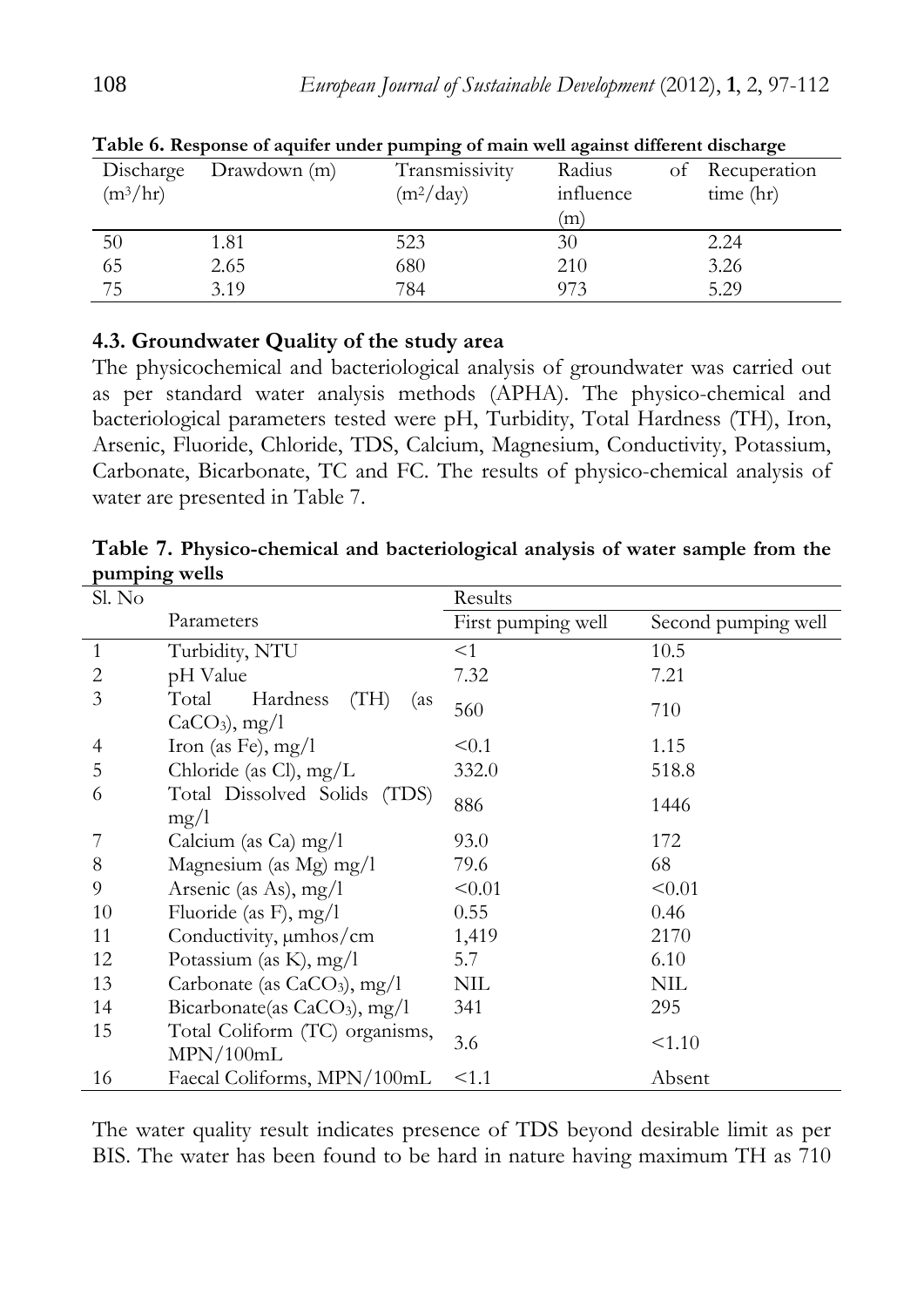**Table 6. Response of aquifer under pumping of main well against different discharge**

| Discharge ($m^3/hr$) | Drawdown (m) | Transmissivity ($m^2/day$) | Radius of influence (m) | Recuperation time (hr) |
|---|---|---|---|---|
| 50 | 1.81 | 523 | 30 | 2.24 |
| 65 | 2.65 | 680 | 210 | 3.26 |
| 75 | 3.19 | 784 | 973 | 5.29 |

### 4.3. Groundwater Quality of the study area

The physicochemical and bacteriological analysis of groundwater was carried out as per standard water analysis methods (APHA). The physico-chemical and bacteriological parameters tested were pH, Turbidity, Total Hardness (TH), Iron, Arsenic, Fluoride, Chloride, TDS, Calcium, Magnesium, Conductivity, Potassium, Carbonate, Bicarbonate, TC and FC. The results of physico-chemical analysis of water are presented in Table 7.

**Table 7. Physico-chemical and bacteriological analysis of water sample from the pumping wells**

| Sl. No | Parameters | Results | |
|---|---|---|---|
| | | First pumping well | Second pumping well |
| 1 | Turbidity, NTU | <1 | 10.5 |
| 2 | pH Value | 7.32 | 7.21 |
| 3 | Total Hardness (TH) (as $CaCO_3$), mg/l | 560 | 710 |
| 4 | Iron (as Fe), mg/l | <0.1 | 1.15 |
| 5 | Chloride (as Cl), mg/L | 332.0 | 518.8 |
| 6 | Total Dissolved Solids (TDS) mg/l | 886 | 1446 |
| 7 | Calcium (as Ca) mg/l | 93.0 | 172 |
| 8 | Magnesium (as Mg) mg/l | 79.6 | 68 |
| 9 | Arsenic (as As), mg/l | <0.01 | <0.01 |
| 10 | Fluoride (as F), mg/l | 0.55 | 0.46 |
| 11 | Conductivity, μmhos/cm | 1,419 | 2170 |
| 12 | Potassium (as K), mg/l | 5.7 | 6.10 |
| 13 | Carbonate (as $CaCO_3$), mg/l | NIL | NIL |
| 14 | Bicarbonate(as $CaCO_3$), mg/l | 341 | 295 |
| 15 | Total Coliform (TC) organisms, MPN/100mL | 3.6 | <1.10 |
| 16 | Faecal Coliforms, MPN/100mL | <1.1 | Absent |

The water quality result indicates presence of TDS beyond desirable limit as per BIS. The water has been found to be hard in nature having maximum TH as 710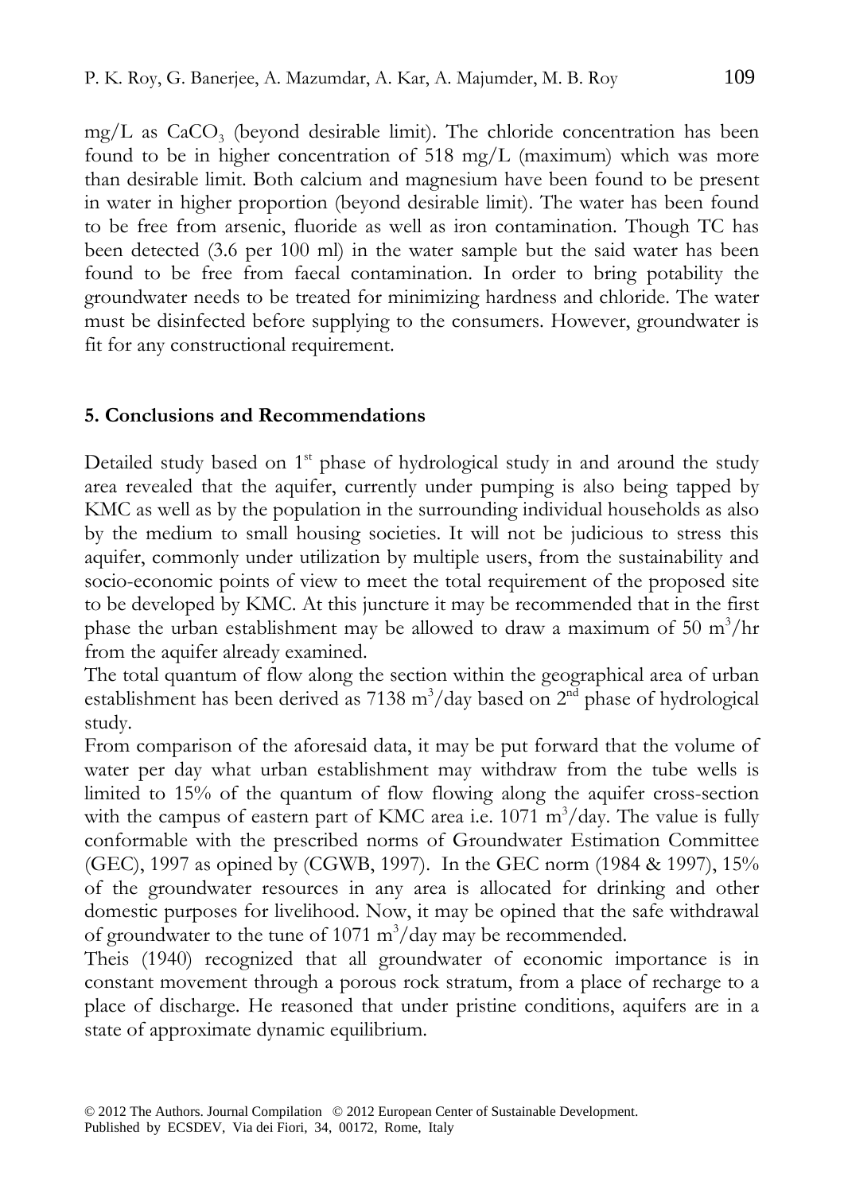mg/L as $CaCO_3$ (beyond desirable limit). The chloride concentration has been found to be in higher concentration of 518 mg/L (maximum) which was more than desirable limit. Both calcium and magnesium have been found to be present in water in higher proportion (beyond desirable limit). The water has been found to be free from arsenic, fluoride as well as iron contamination. Though TC has been detected (3.6 per 100 ml) in the water sample but the said water has been found to be free from faecal contamination. In order to bring potability the groundwater needs to be treated for minimizing hardness and chloride. The water must be disinfected before supplying to the consumers. However, groundwater is fit for any constructional requirement.

## 5. Conclusions and Recommendations

Detailed study based on 1st phase of hydrological study in and around the study area revealed that the aquifer, currently under pumping is also being tapped by KMC as well as by the population in the surrounding individual households as also by the medium to small housing societies. It will not be judicious to stress this aquifer, commonly under utilization by multiple users, from the sustainability and socio-economic points of view to meet the total requirement of the proposed site to be developed by KMC. At this juncture it may be recommended that in the first phase the urban establishment may be allowed to draw a maximum of 50 $m^3$/hr from the aquifer already examined.

The total quantum of flow along the section within the geographical area of urban establishment has been derived as 7138 $m^3$/day based on 2nd phase of hydrological study.

From comparison of the aforesaid data, it may be put forward that the volume of water per day what urban establishment may withdraw from the tube wells is limited to 15% of the quantum of flow flowing along the aquifer cross-section with the campus of eastern part of KMC area i.e. 1071 $m^3$/day. The value is fully conformable with the prescribed norms of Groundwater Estimation Committee (GEC), 1997 as opined by (CGWB, 1997). In the GEC norm (1984 & 1997), 15% of the groundwater resources in any area is allocated for drinking and other domestic purposes for livelihood. Now, it may be opined that the safe withdrawal of groundwater to the tune of 1071 $m^3$/day may be recommended.

Theis (1940) recognized that all groundwater of economic importance is in constant movement through a porous rock stratum, from a place of recharge to a place of discharge. He reasoned that under pristine conditions, aquifers are in a state of approximate dynamic equilibrium.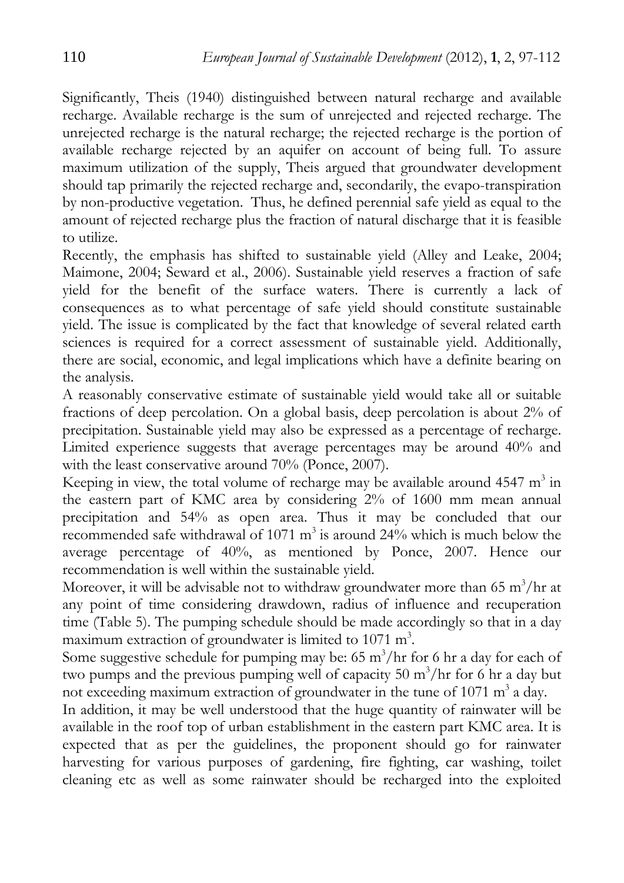Significantly, Theis (1940) distinguished between natural recharge and available recharge. Available recharge is the sum of unrejected and rejected recharge. The unrejected recharge is the natural recharge; the rejected recharge is the portion of available recharge rejected by an aquifer on account of being full. To assure maximum utilization of the supply, Theis argued that groundwater development should tap primarily the rejected recharge and, secondarily, the evapo-transpiration by non-productive vegetation. Thus, he defined perennial safe yield as equal to the amount of rejected recharge plus the fraction of natural discharge that it is feasible to utilize.

Recently, the emphasis has shifted to sustainable yield (Alley and Leake, 2004; Maimone, 2004; Seward et al., 2006). Sustainable yield reserves a fraction of safe yield for the benefit of the surface waters. There is currently a lack of consequences as to what percentage of safe yield should constitute sustainable yield. The issue is complicated by the fact that knowledge of several related earth sciences is required for a correct assessment of sustainable yield. Additionally, there are social, economic, and legal implications which have a definite bearing on the analysis.

A reasonably conservative estimate of sustainable yield would take all or suitable fractions of deep percolation. On a global basis, deep percolation is about 2% of precipitation. Sustainable yield may also be expressed as a percentage of recharge. Limited experience suggests that average percentages may be around 40% and with the least conservative around 70% (Ponce, 2007).

Keeping in view, the total volume of recharge may be available around 4547 $m^3$ in the eastern part of KMC area by considering 2% of 1600 mm mean annual precipitation and 54% as open area. Thus it may be concluded that our recommended safe withdrawal of 1071 $m^3$ is around 24% which is much below the average percentage of 40%, as mentioned by Ponce, 2007. Hence our recommendation is well within the sustainable yield.

Moreover, it will be advisable not to withdraw groundwater more than 65 $m^3$/hr at any point of time considering drawdown, radius of influence and recuperation time (Table 5). The pumping schedule should be made accordingly so that in a day maximum extraction of groundwater is limited to 1071 $m^3$.

Some suggestive schedule for pumping may be: 65 $m^3$/hr for 6 hr a day for each of two pumps and the previous pumping well of capacity 50 $m^3$/hr for 6 hr a day but not exceeding maximum extraction of groundwater in the tune of 1071 $m^3$ a day.

In addition, it may be well understood that the huge quantity of rainwater will be available in the roof top of urban establishment in the eastern part KMC area. It is expected that as per the guidelines, the proponent should go for rainwater harvesting for various purposes of gardening, fire fighting, car washing, toilet cleaning etc as well as some rainwater should be recharged into the exploited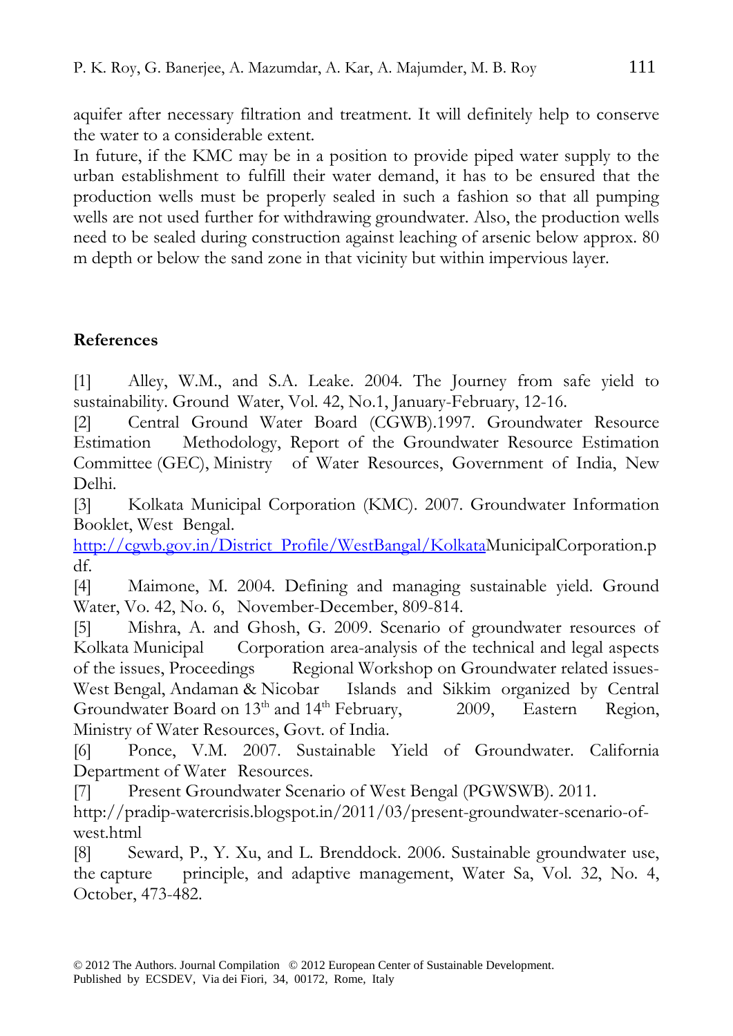aquifer after necessary filtration and treatment. It will definitely help to conserve the water to a considerable extent.

In future, if the KMC may be in a position to provide piped water supply to the urban establishment to fulfill their water demand, it has to be ensured that the production wells must be properly sealed in such a fashion so that all pumping wells are not used further for withdrawing groundwater. Also, the production wells need to be sealed during construction against leaching of arsenic below approx. 80 m depth or below the sand zone in that vicinity but within impervious layer.

## References

[1] Alley, W.M., and S.A. Leake. 2004. The Journey from safe yield to sustainability. Ground Water, Vol. 42, No.1, January-February, 12-16.

[2] Central Ground Water Board (CGWB).1997. Groundwater Resource Estimation Methodology, Report of the Groundwater Resource Estimation Committee (GEC), Ministry of Water Resources, Government of India, New Delhi.

[3] Kolkata Municipal Corporation (KMC). 2007. Groundwater Information Booklet, West Bengal. http://cgwb.gov.in/District_Profile/WestBangal/KolkataMunicipalCorporation.pdf.

[4] Maimone, M. 2004. Defining and managing sustainable yield. Ground Water, Vo. 42, No. 6, November-December, 809-814.

[5] Mishra, A. and Ghosh, G. 2009. Scenario of groundwater resources of Kolkata Municipal Corporation area-analysis of the technical and legal aspects of the issues, Proceedings Regional Workshop on Groundwater related issues-West Bengal, Andaman & Nicobar Islands and Sikkim organized by Central Groundwater Board on 13th and 14th February, 2009, Eastern Region, Ministry of Water Resources, Govt. of India.

[6] Ponce, V.M. 2007. Sustainable Yield of Groundwater. California Department of Water Resources.

[7] Present Groundwater Scenario of West Bengal (PGWSWB). 2011. http://pradip-watercrisis.blogspot.in/2011/03/present-groundwater-scenario-of-west.html

[8] Seward, P., Y. Xu, and L. Brenddock. 2006. Sustainable groundwater use, the capture principle, and adaptive management, Water Sa, Vol. 32, No. 4, October, 473-482.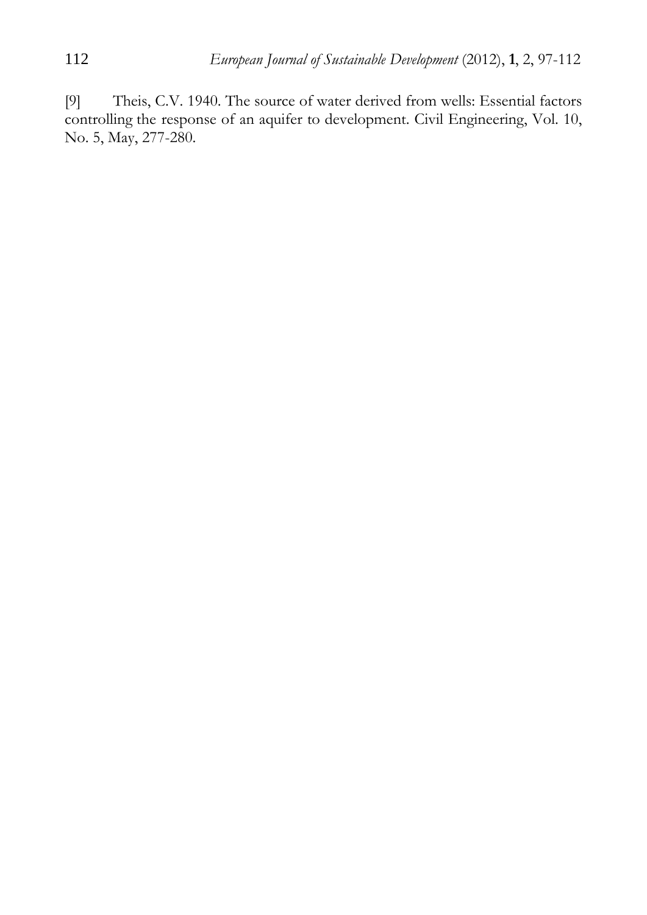[9] Theis, C.V. 1940. The source of water derived from wells: Essential factors controlling the response of an aquifer to development. Civil Engineering, Vol. 10, No. 5, May, 277-280.